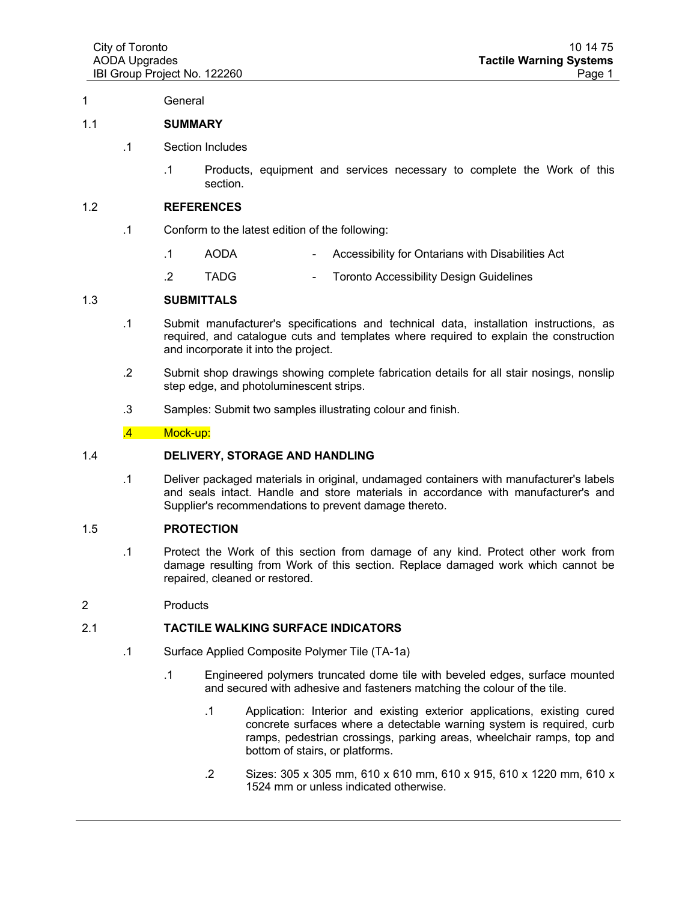# 1 General

## 1.1 SUMMARY

.1 Section Includes

.1 Products, equipment and services necessary to complete the Work of this section.

## 1.2 REFERENCES

.1 Conform to the latest edition of the following:

.1 AODA - Accessibility for Ontarians with Disabilities Act

.2 TADG - Toronto Accessibility Design Guidelines

## 1.3 SUBMITTALS

.1 Submit manufacturer's specifications and technical data, installation instructions, as required, and catalogue cuts and templates where required to explain the construction and incorporate it into the project.

.2 Submit shop drawings showing complete fabrication details for all stair nosings, nonslip step edge, and photoluminescent strips.

.3 Samples: Submit two samples illustrating colour and finish.

.4 Mock-up:

## 1.4 DELIVERY, STORAGE AND HANDLING

.1 Deliver packaged materials in original, undamaged containers with manufacturer's labels and seals intact. Handle and store materials in accordance with manufacturer's and Supplier's recommendations to prevent damage thereto.

## 1.5 PROTECTION

.1 Protect the Work of this section from damage of any kind. Protect other work from damage resulting from Work of this section. Replace damaged work which cannot be repaired, cleaned or restored.

# 2 Products

## 2.1 TACTILE WALKING SURFACE INDICATORS

.1 Surface Applied Composite Polymer Tile (TA-1a)

.1 Engineered polymers truncated dome tile with beveled edges, surface mounted and secured with adhesive and fasteners matching the colour of the tile.

.1 Application: Interior and existing exterior applications, existing cured concrete surfaces where a detectable warning system is required, curb ramps, pedestrian crossings, parking areas, wheelchair ramps, top and bottom of stairs, or platforms.

.2 Sizes: 305 x 305 mm, 610 x 610 mm, 610 x 915, 610 x 1220 mm, 610 x 1524 mm or unless indicated otherwise.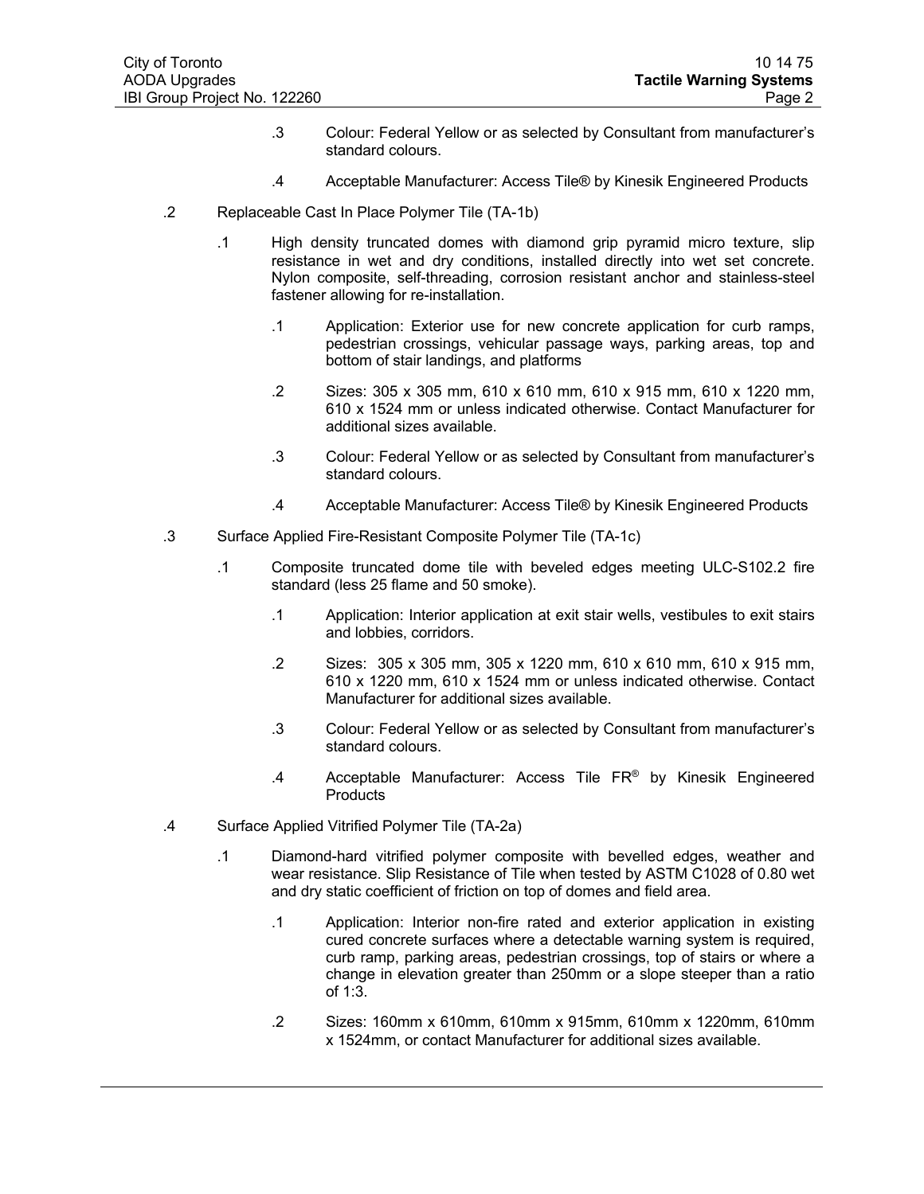.3 Colour: Federal Yellow or as selected by Consultant from manufacturer's standard colours.

.4 Acceptable Manufacturer: Access Tile® by Kinesik Engineered Products

.2 Replaceable Cast In Place Polymer Tile (TA-1b)

.1 High density truncated domes with diamond grip pyramid micro texture, slip resistance in wet and dry conditions, installed directly into wet set concrete. Nylon composite, self-threading, corrosion resistant anchor and stainless-steel fastener allowing for re-installation.

.1 Application: Exterior use for new concrete application for curb ramps, pedestrian crossings, vehicular passage ways, parking areas, top and bottom of stair landings, and platforms

.2 Sizes: 305 x 305 mm, 610 x 610 mm, 610 x 915 mm, 610 x 1220 mm, 610 x 1524 mm or unless indicated otherwise. Contact Manufacturer for additional sizes available.

.3 Colour: Federal Yellow or as selected by Consultant from manufacturer's standard colours.

.4 Acceptable Manufacturer: Access Tile® by Kinesik Engineered Products

.3 Surface Applied Fire-Resistant Composite Polymer Tile (TA-1c)

.1 Composite truncated dome tile with beveled edges meeting ULC-S102.2 fire standard (less 25 flame and 50 smoke).

.1 Application: Interior application at exit stair wells, vestibules to exit stairs and lobbies, corridors.

.2 Sizes: 305 x 305 mm, 305 x 1220 mm, 610 x 610 mm, 610 x 915 mm, 610 x 1220 mm, 610 x 1524 mm or unless indicated otherwise. Contact Manufacturer for additional sizes available.

.3 Colour: Federal Yellow or as selected by Consultant from manufacturer's standard colours.

.4 Acceptable Manufacturer: Access Tile FR® by Kinesik Engineered Products

.4 Surface Applied Vitrified Polymer Tile (TA-2a)

.1 Diamond-hard vitrified polymer composite with bevelled edges, weather and wear resistance. Slip Resistance of Tile when tested by ASTM C1028 of 0.80 wet and dry static coefficient of friction on top of domes and field area.

.1 Application: Interior non-fire rated and exterior application in existing cured concrete surfaces where a detectable warning system is required, curb ramp, parking areas, pedestrian crossings, top of stairs or where a change in elevation greater than 250mm or a slope steeper than a ratio of 1:3.

.2 Sizes: 160mm x 610mm, 610mm x 915mm, 610mm x 1220mm, 610mm x 1524mm, or contact Manufacturer for additional sizes available.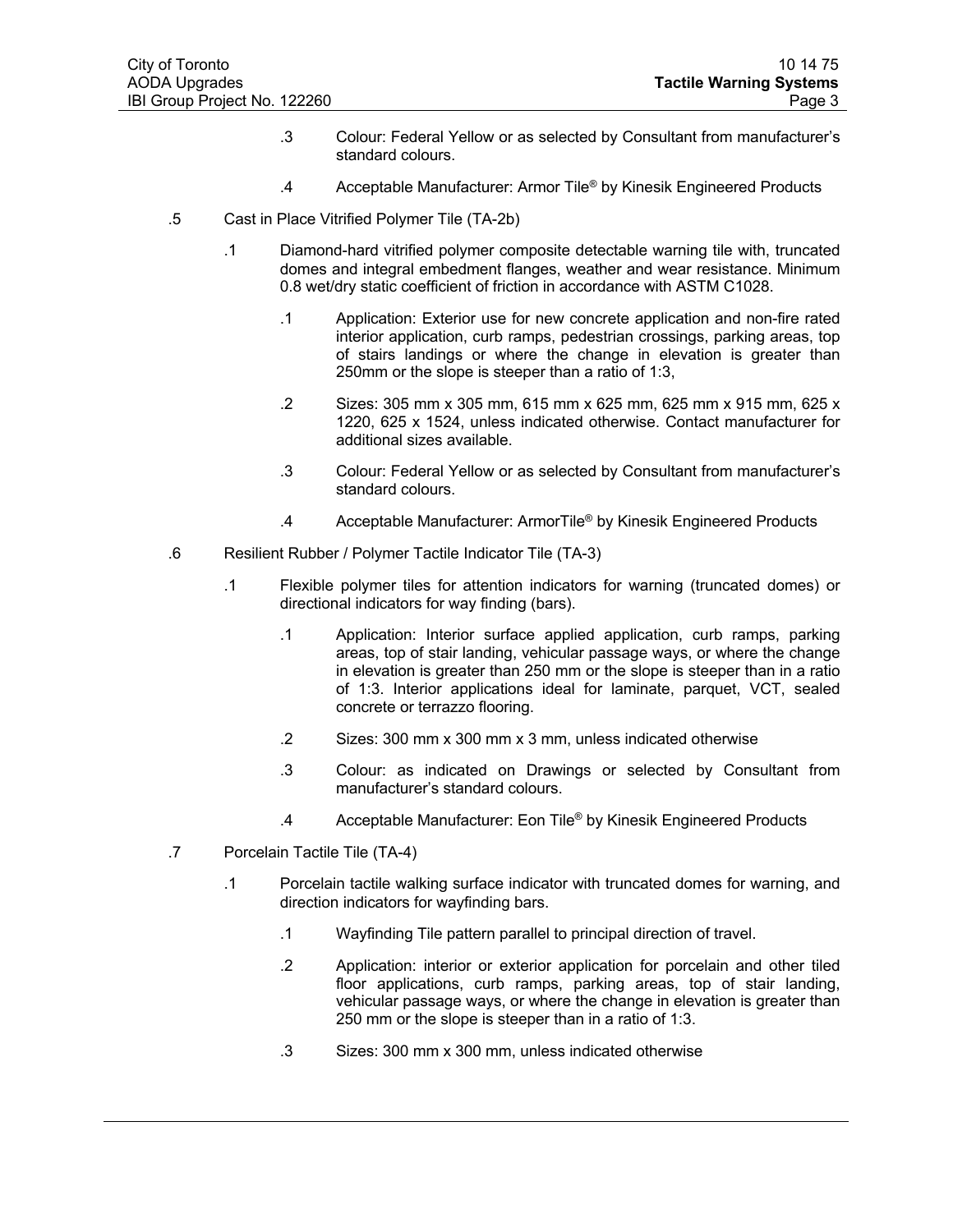.3 Colour: Federal Yellow or as selected by Consultant from manufacturer's standard colours.

.4 Acceptable Manufacturer: Armor Tile® by Kinesik Engineered Products

.5 Cast in Place Vitrified Polymer Tile (TA-2b)

.1 Diamond-hard vitrified polymer composite detectable warning tile with, truncated domes and integral embedment flanges, weather and wear resistance. Minimum 0.8 wet/dry static coefficient of friction in accordance with ASTM C1028.

.1 Application: Exterior use for new concrete application and non-fire rated interior application, curb ramps, pedestrian crossings, parking areas, top of stairs landings or where the change in elevation is greater than 250mm or the slope is steeper than a ratio of 1:3,

.2 Sizes: 305 mm x 305 mm, 615 mm x 625 mm, 625 mm x 915 mm, 625 x 1220, 625 x 1524, unless indicated otherwise. Contact manufacturer for additional sizes available.

.3 Colour: Federal Yellow or as selected by Consultant from manufacturer's standard colours.

.4 Acceptable Manufacturer: ArmorTile® by Kinesik Engineered Products

.6 Resilient Rubber / Polymer Tactile Indicator Tile (TA-3)

.1 Flexible polymer tiles for attention indicators for warning (truncated domes) or directional indicators for way finding (bars).

.1 Application: Interior surface applied application, curb ramps, parking areas, top of stair landing, vehicular passage ways, or where the change in elevation is greater than 250 mm or the slope is steeper than in a ratio of 1:3. Interior applications ideal for laminate, parquet, VCT, sealed concrete or terrazzo flooring.

.2 Sizes: 300 mm x 300 mm x 3 mm, unless indicated otherwise

.3 Colour: as indicated on Drawings or selected by Consultant from manufacturer's standard colours.

.4 Acceptable Manufacturer: Eon Tile® by Kinesik Engineered Products

.7 Porcelain Tactile Tile (TA-4)

.1 Porcelain tactile walking surface indicator with truncated domes for warning, and direction indicators for wayfinding bars.

.1 Wayfinding Tile pattern parallel to principal direction of travel.

.2 Application: interior or exterior application for porcelain and other tiled floor applications, curb ramps, parking areas, top of stair landing, vehicular passage ways, or where the change in elevation is greater than 250 mm or the slope is steeper than in a ratio of 1:3.

.3 Sizes: 300 mm x 300 mm, unless indicated otherwise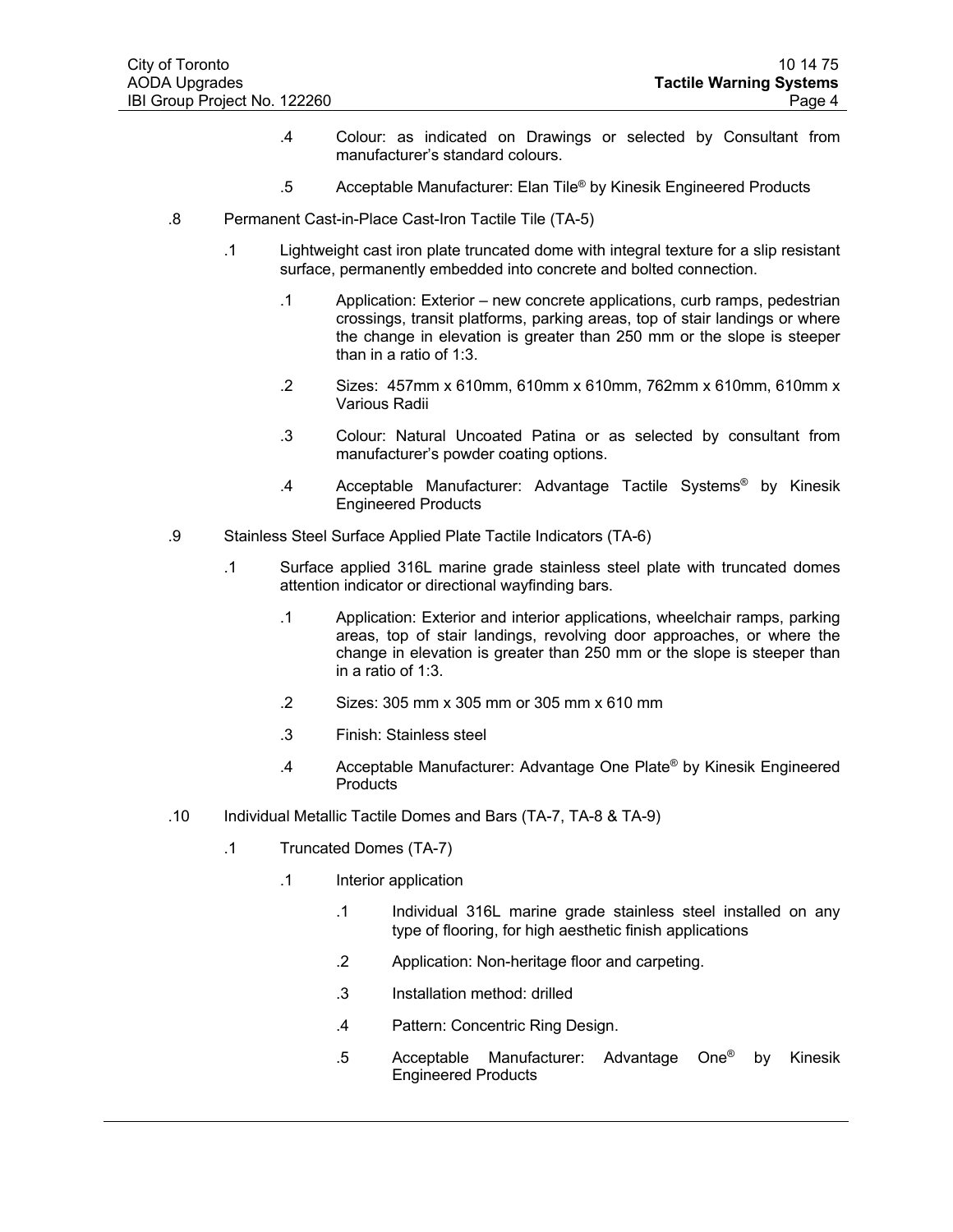.4 Colour: as indicated on Drawings or selected by Consultant from manufacturer's standard colours.

.5 Acceptable Manufacturer: Elan Tile® by Kinesik Engineered Products

.8 Permanent Cast-in-Place Cast-Iron Tactile Tile (TA-5)

.1 Lightweight cast iron plate truncated dome with integral texture for a slip resistant surface, permanently embedded into concrete and bolted connection.

.1 Application: Exterior – new concrete applications, curb ramps, pedestrian crossings, transit platforms, parking areas, top of stair landings or where the change in elevation is greater than 250 mm or the slope is steeper than in a ratio of 1:3.

.2 Sizes: 457mm x 610mm, 610mm x 610mm, 762mm x 610mm, 610mm x Various Radii

.3 Colour: Natural Uncoated Patina or as selected by consultant from manufacturer's powder coating options.

.4 Acceptable Manufacturer: Advantage Tactile Systems® by Kinesik Engineered Products

.9 Stainless Steel Surface Applied Plate Tactile Indicators (TA-6)

.1 Surface applied 316L marine grade stainless steel plate with truncated domes attention indicator or directional wayfinding bars.

.1 Application: Exterior and interior applications, wheelchair ramps, parking areas, top of stair landings, revolving door approaches, or where the change in elevation is greater than 250 mm or the slope is steeper than in a ratio of 1:3.

.2 Sizes: 305 mm x 305 mm or 305 mm x 610 mm

.3 Finish: Stainless steel

.4 Acceptable Manufacturer: Advantage One Plate® by Kinesik Engineered Products

.10 Individual Metallic Tactile Domes and Bars (TA-7, TA-8 & TA-9)

.1 Truncated Domes (TA-7)

.1 Interior application

.1 Individual 316L marine grade stainless steel installed on any type of flooring, for high aesthetic finish applications

.2 Application: Non-heritage floor and carpeting.

.3 Installation method: drilled

.4 Pattern: Concentric Ring Design.

.5 Acceptable Manufacturer: Advantage One® by Kinesik Engineered Products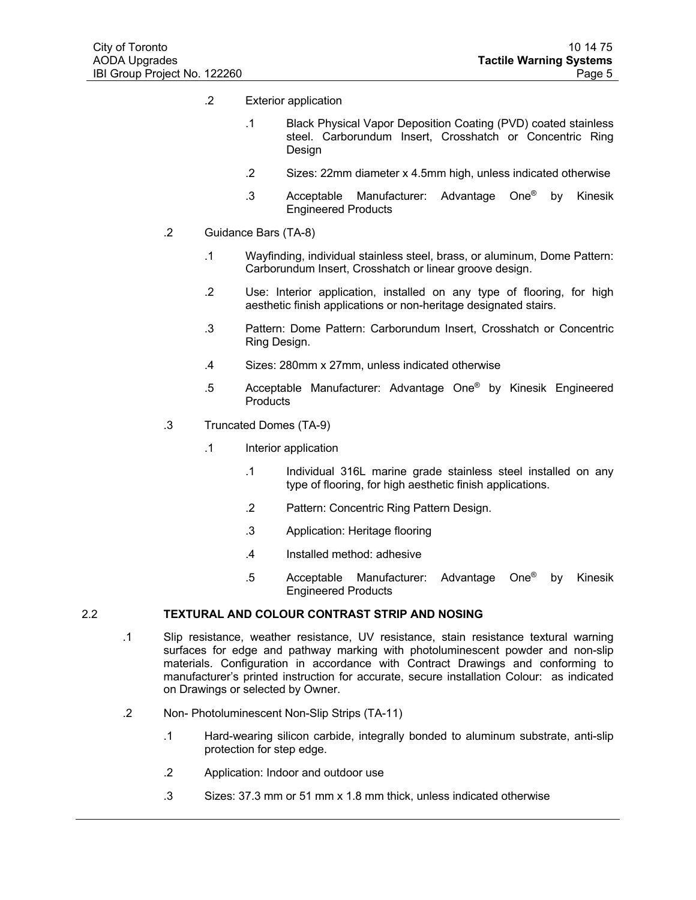.2 Exterior application

.1 Black Physical Vapor Deposition Coating (PVD) coated stainless steel. Carborundum Insert, Crosshatch or Concentric Ring Design

.2 Sizes: 22mm diameter x 4.5mm high, unless indicated otherwise

.3 Acceptable Manufacturer: Advantage One® by Kinesik Engineered Products

.2 Guidance Bars (TA-8)

.1 Wayfinding, individual stainless steel, brass, or aluminum, Dome Pattern: Carborundum Insert, Crosshatch or linear groove design.

.2 Use: Interior application, installed on any type of flooring, for high aesthetic finish applications or non-heritage designated stairs.

.3 Pattern: Dome Pattern: Carborundum Insert, Crosshatch or Concentric Ring Design.

.4 Sizes: 280mm x 27mm, unless indicated otherwise

.5 Acceptable Manufacturer: Advantage One® by Kinesik Engineered Products

.3 Truncated Domes (TA-9)

.1 Interior application

.1 Individual 316L marine grade stainless steel installed on any type of flooring, for high aesthetic finish applications.

.2 Pattern: Concentric Ring Pattern Design.

.3 Application: Heritage flooring

.4 Installed method: adhesive

.5 Acceptable Manufacturer: Advantage One® by Kinesik Engineered Products

## 2.2 TEXTURAL AND COLOUR CONTRAST STRIP AND NOSING

.1 Slip resistance, weather resistance, UV resistance, stain resistance textural warning surfaces for edge and pathway marking with photoluminescent powder and non-slip materials. Configuration in accordance with Contract Drawings and conforming to manufacturer's printed instruction for accurate, secure installation Colour: as indicated on Drawings or selected by Owner.

.2 Non- Photoluminescent Non-Slip Strips (TA-11)

.1 Hard-wearing silicon carbide, integrally bonded to aluminum substrate, anti-slip protection for step edge.

.2 Application: Indoor and outdoor use

.3 Sizes: 37.3 mm or 51 mm x 1.8 mm thick, unless indicated otherwise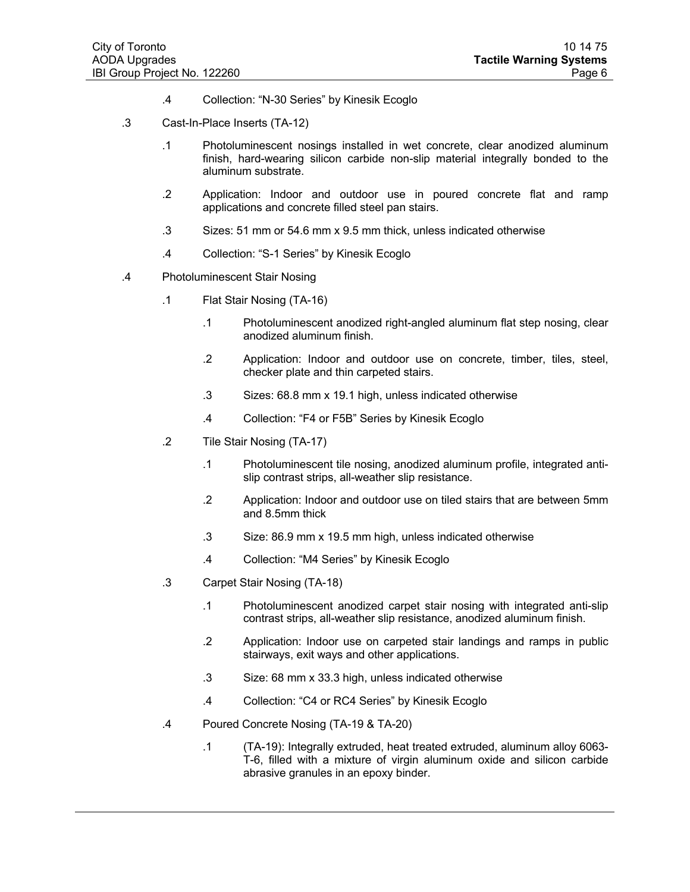.4 Collection: "N-30 Series" by Kinesik Ecoglo

.3 Cast-In-Place Inserts (TA-12)

.1 Photoluminescent nosings installed in wet concrete, clear anodized aluminum finish, hard-wearing silicon carbide non-slip material integrally bonded to the aluminum substrate.

.2 Application: Indoor and outdoor use in poured concrete flat and ramp applications and concrete filled steel pan stairs.

.3 Sizes: 51 mm or 54.6 mm x 9.5 mm thick, unless indicated otherwise

.4 Collection: "S-1 Series" by Kinesik Ecoglo

.4 Photoluminescent Stair Nosing

.1 Flat Stair Nosing (TA-16)

.1 Photoluminescent anodized right-angled aluminum flat step nosing, clear anodized aluminum finish.

.2 Application: Indoor and outdoor use on concrete, timber, tiles, steel, checker plate and thin carpeted stairs.

.3 Sizes: 68.8 mm x 19.1 high, unless indicated otherwise

.4 Collection: "F4 or F5B" Series by Kinesik Ecoglo

.2 Tile Stair Nosing (TA-17)

.1 Photoluminescent tile nosing, anodized aluminum profile, integrated anti-slip contrast strips, all-weather slip resistance.

.2 Application: Indoor and outdoor use on tiled stairs that are between 5mm and 8.5mm thick

.3 Size: 86.9 mm x 19.5 mm high, unless indicated otherwise

.4 Collection: "M4 Series" by Kinesik Ecoglo

.3 Carpet Stair Nosing (TA-18)

.1 Photoluminescent anodized carpet stair nosing with integrated anti-slip contrast strips, all-weather slip resistance, anodized aluminum finish.

.2 Application: Indoor use on carpeted stair landings and ramps in public stairways, exit ways and other applications.

.3 Size: 68 mm x 33.3 high, unless indicated otherwise

.4 Collection: "C4 or RC4 Series" by Kinesik Ecoglo

.4 Poured Concrete Nosing (TA-19 & TA-20)

.1 (TA-19): Integrally extruded, heat treated extruded, aluminum alloy 6063-T-6, filled with a mixture of virgin aluminum oxide and silicon carbide abrasive granules in an epoxy binder.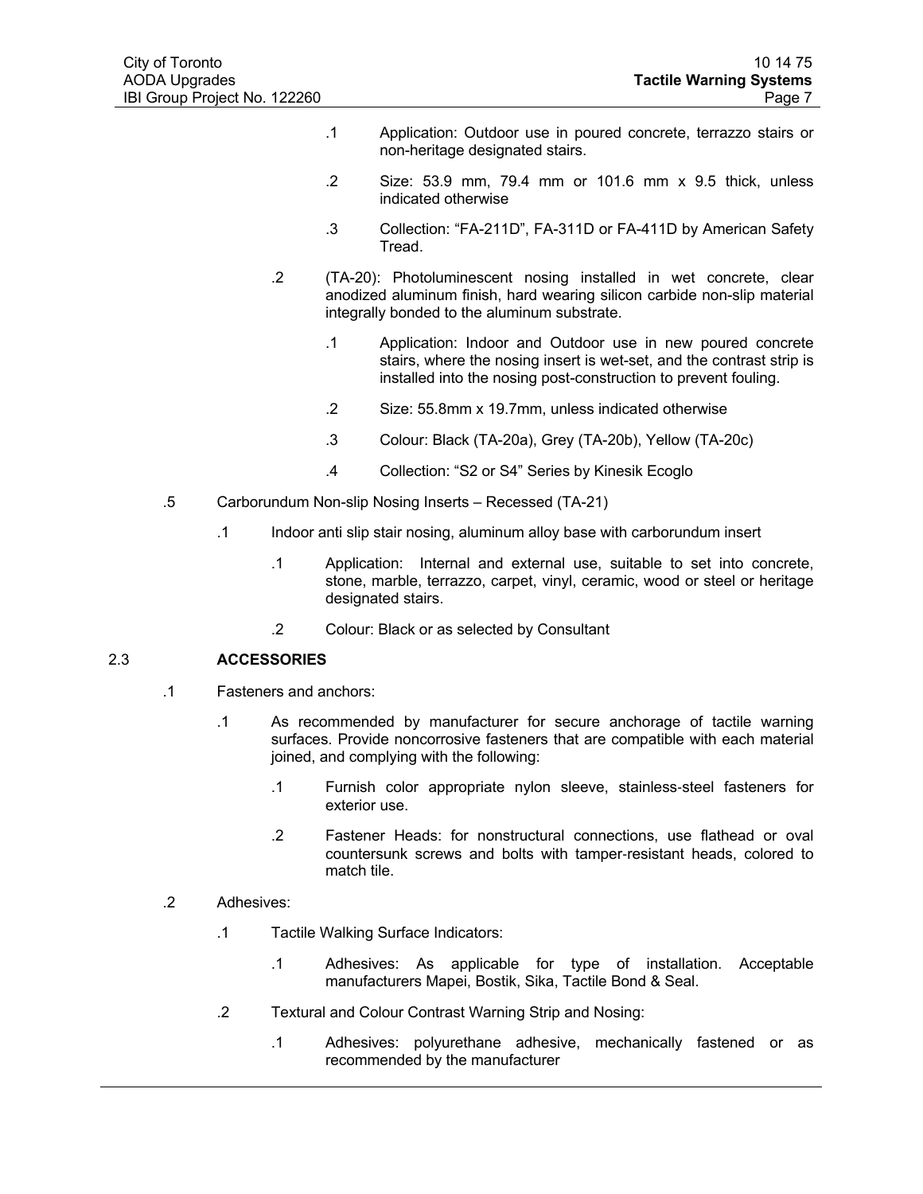.1 Application: Outdoor use in poured concrete, terrazzo stairs or non-heritage designated stairs.

.2 Size: 53.9 mm, 79.4 mm or 101.6 mm x 9.5 thick, unless indicated otherwise

.3 Collection: "FA-211D", FA-311D or FA-411D by American Safety Tread.

.2 (TA-20): Photoluminescent nosing installed in wet concrete, clear anodized aluminum finish, hard wearing silicon carbide non-slip material integrally bonded to the aluminum substrate.

.1 Application: Indoor and Outdoor use in new poured concrete stairs, where the nosing insert is wet-set, and the contrast strip is installed into the nosing post-construction to prevent fouling.

.2 Size: 55.8mm x 19.7mm, unless indicated otherwise

.3 Colour: Black (TA-20a), Grey (TA-20b), Yellow (TA-20c)

.4 Collection: "S2 or S4" Series by Kinesik Ecoglo

.5 Carborundum Non-slip Nosing Inserts – Recessed (TA-21)

.1 Indoor anti slip stair nosing, aluminum alloy base with carborundum insert

.1 Application: Internal and external use, suitable to set into concrete, stone, marble, terrazzo, carpet, vinyl, ceramic, wood or steel or heritage designated stairs.

.2 Colour: Black or as selected by Consultant

## 2.3 ACCESSORIES

.1 Fasteners and anchors:

.1 As recommended by manufacturer for secure anchorage of tactile warning surfaces. Provide noncorrosive fasteners that are compatible with each material joined, and complying with the following:

.1 Furnish color appropriate nylon sleeve, stainless-steel fasteners for exterior use.

.2 Fastener Heads: for nonstructural connections, use flathead or oval countersunk screws and bolts with tamper-resistant heads, colored to match tile.

.2 Adhesives:

.1 Tactile Walking Surface Indicators:

.1 Adhesives: As applicable for type of installation. Acceptable manufacturers Mapei, Bostik, Sika, Tactile Bond & Seal.

.2 Textural and Colour Contrast Warning Strip and Nosing:

.1 Adhesives: polyurethane adhesive, mechanically fastened or as recommended by the manufacturer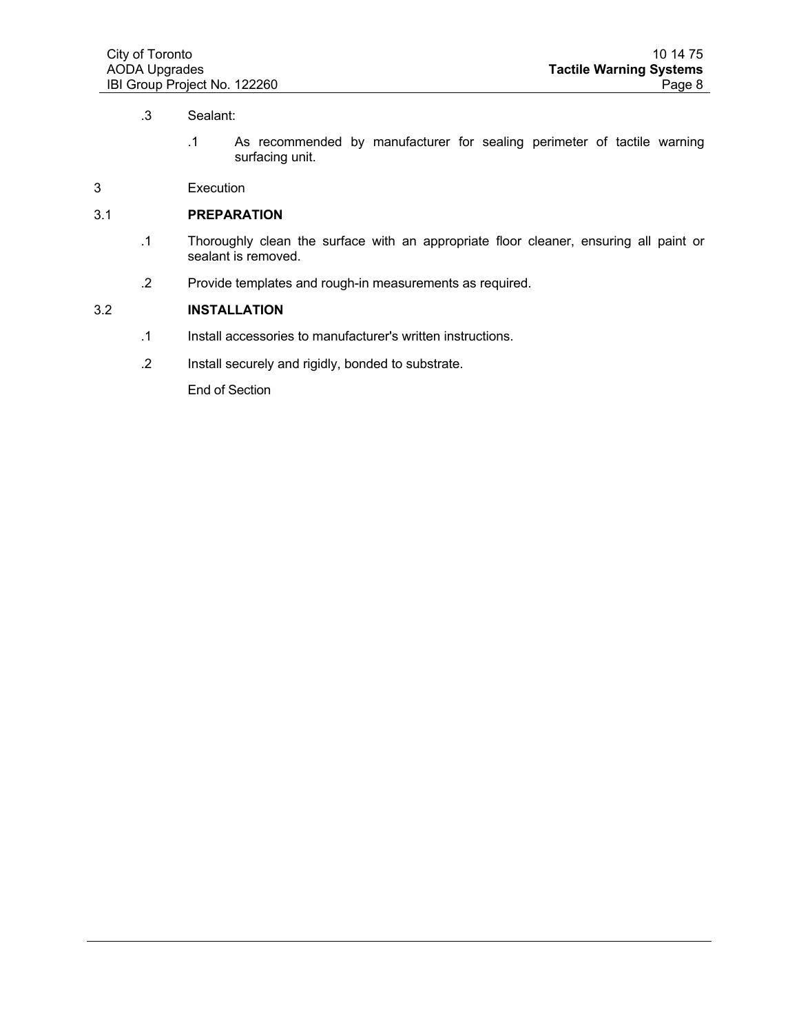.3 Sealant:

.1 As recommended by manufacturer for sealing perimeter of tactile warning surfacing unit.

3 Execution

### 3.1 PREPARATION

.1 Thoroughly clean the surface with an appropriate floor cleaner, ensuring all paint or sealant is removed.

.2 Provide templates and rough-in measurements as required.

### 3.2 INSTALLATION

.1 Install accessories to manufacturer's written instructions.

.2 Install securely and rigidly, bonded to substrate.

End of Section